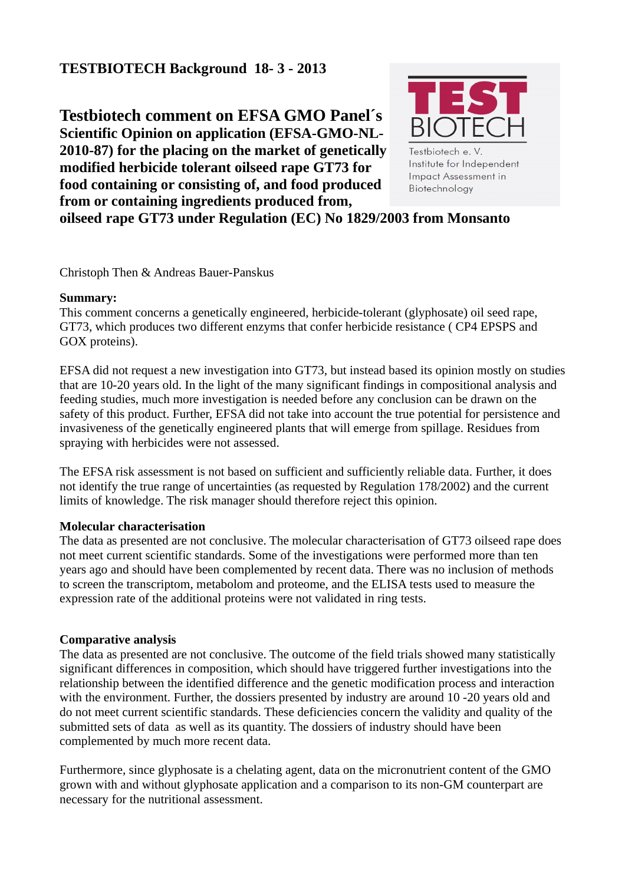**TESTBIOTECH Background 18- 3 - 2013**

Testbiotech e. V.
Institute for Independent Impact Assessment in Biotechnology

# Testbiotech comment on EFSA GMO Panel´s Scientific Opinion on application (EFSA-GMO-NL-2010-87) for the placing on the market of genetically modified herbicide tolerant oilseed rape GT73 for food containing or consisting of, and food produced from or containing ingredients produced from, oilseed rape GT73 under Regulation (EC) No 1829/2003 from Monsanto

Christoph Then & Andreas Bauer-Panskus

**Summary:**

This comment concerns a genetically engineered, herbicide-tolerant (glyphosate) oil seed rape, GT73, which produces two different enzyms that confer herbicide resistance ( CP4 EPSPS and GOX proteins).

EFSA did not request a new investigation into GT73, but instead based its opinion mostly on studies that are 10-20 years old. In the light of the many significant findings in compositional analysis and feeding studies, much more investigation is needed before any conclusion can be drawn on the safety of this product. Further, EFSA did not take into account the true potential for persistence and invasiveness of the genetically engineered plants that will emerge from spillage. Residues from spraying with herbicides were not assessed.

The EFSA risk assessment is not based on sufficient and sufficiently reliable data. Further, it does not identify the true range of uncertainties (as requested by Regulation 178/2002) and the current limits of knowledge. The risk manager should therefore reject this opinion.

**Molecular characterisation**

The data as presented are not conclusive. The molecular characterisation of GT73 oilseed rape does not meet current scientific standards. Some of the investigations were performed more than ten years ago and should have been complemented by recent data. There was no inclusion of methods to screen the transcriptom, metabolom and proteome, and the ELISA tests used to measure the expression rate of the additional proteins were not validated in ring tests.

**Comparative analysis**

The data as presented are not conclusive. The outcome of the field trials showed many statistically significant differences in composition, which should have triggered further investigations into the relationship between the identified difference and the genetic modification process and interaction with the environment. Further, the dossiers presented by industry are around 10 -20 years old and do not meet current scientific standards. These deficiencies concern the validity and quality of the submitted sets of data as well as its quantity. The dossiers of industry should have been complemented by much more recent data.

Furthermore, since glyphosate is a chelating agent, data on the micronutrient content of the GMO grown with and without glyphosate application and a comparison to its non-GM counterpart are necessary for the nutritional assessment.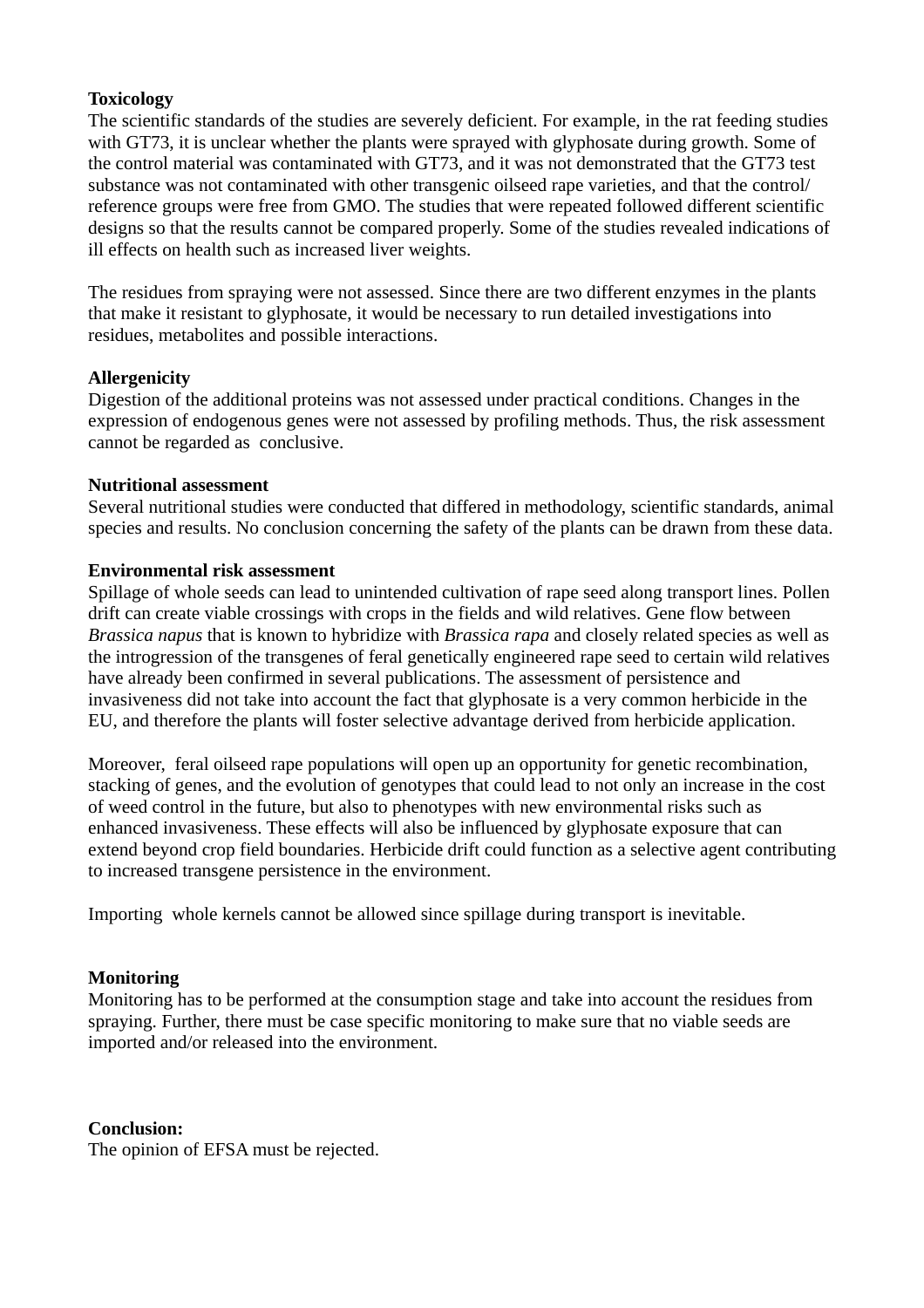**Toxicology**
The scientific standards of the studies are severely deficient. For example, in the rat feeding studies with GT73, it is unclear whether the plants were sprayed with glyphosate during growth. Some of the control material was contaminated with GT73, and it was not demonstrated that the GT73 test substance was not contaminated with other transgenic oilseed rape varieties, and that the control/ reference groups were free from GMO. The studies that were repeated followed different scientific designs so that the results cannot be compared properly. Some of the studies revealed indications of ill effects on health such as increased liver weights.

The residues from spraying were not assessed. Since there are two different enzymes in the plants that make it resistant to glyphosate, it would be necessary to run detailed investigations into residues, metabolites and possible interactions.

**Allergenicity**
Digestion of the additional proteins was not assessed under practical conditions. Changes in the expression of endogenous genes were not assessed by profiling methods. Thus, the risk assessment cannot be regarded as conclusive.

**Nutritional assessment**
Several nutritional studies were conducted that differed in methodology, scientific standards, animal species and results. No conclusion concerning the safety of the plants can be drawn from these data.

**Environmental risk assessment**
Spillage of whole seeds can lead to unintended cultivation of rape seed along transport lines. Pollen drift can create viable crossings with crops in the fields and wild relatives. Gene flow between *Brassica napus* that is known to hybridize with *Brassica rapa* and closely related species as well as the introgression of the transgenes of feral genetically engineered rape seed to certain wild relatives have already been confirmed in several publications. The assessment of persistence and invasiveness did not take into account the fact that glyphosate is a very common herbicide in the EU, and therefore the plants will foster selective advantage derived from herbicide application.

Moreover, feral oilseed rape populations will open up an opportunity for genetic recombination, stacking of genes, and the evolution of genotypes that could lead to not only an increase in the cost of weed control in the future, but also to phenotypes with new environmental risks such as enhanced invasiveness. These effects will also be influenced by glyphosate exposure that can extend beyond crop field boundaries. Herbicide drift could function as a selective agent contributing to increased transgene persistence in the environment.

Importing whole kernels cannot be allowed since spillage during transport is inevitable.

**Monitoring**
Monitoring has to be performed at the consumption stage and take into account the residues from spraying. Further, there must be case specific monitoring to make sure that no viable seeds are imported and/or released into the environment.

**Conclusion:**
The opinion of EFSA must be rejected.